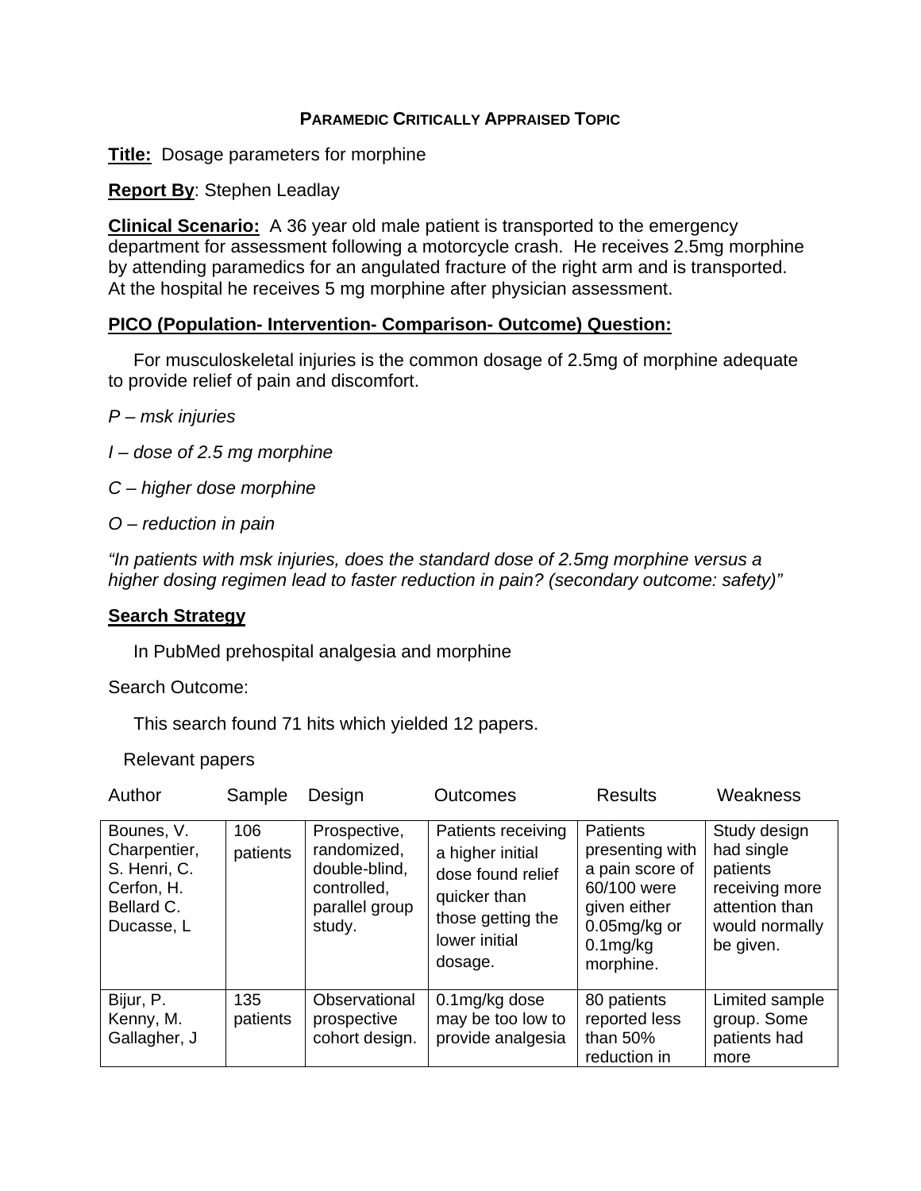**PARAMEDIC CRITICALLY APPRAISED TOPIC**

**Title:** Dosage parameters for morphine

**Report By**: Stephen Leadlay

**Clinical Scenario:** A 36 year old male patient is transported to the emergency department for assessment following a motorcycle crash. He receives 2.5mg morphine by attending paramedics for an angulated fracture of the right arm and is transported. At the hospital he receives 5 mg morphine after physician assessment.

**PICO (Population- Intervention- Comparison- Outcome) Question:**

For musculoskeletal injuries is the common dosage of 2.5mg of morphine adequate to provide relief of pain and discomfort.

*P – msk injuries*

*I – dose of 2.5 mg morphine*

*C – higher dose morphine*

*O – reduction in pain*

*"In patients with msk injuries, does the standard dose of 2.5mg morphine versus a higher dosing regimen lead to faster reduction in pain? (secondary outcome: safety)"*

**Search Strategy**

In PubMed prehospital analgesia and morphine

Search Outcome:

This search found 71 hits which yielded 12 papers.

Relevant papers

| Author | Sample | Design | Outcomes | Results | Weakness |
|---|---|---|---|---|---|
| Bounes, V. Charpentier, S. Henri, C. Cerfon, H. Bellard C. Ducasse, L | 106 patients | Prospective, randomized, double-blind, controlled, parallel group study. | Patients receiving a higher initial dose found relief quicker than those getting the lower initial dosage. | Patients presenting with a pain score of 60/100 were given either 0.05mg/kg or 0.1mg/kg morphine. | Study design had single patients receiving more attention than would normally be given. |
| Bijur, P. Kenny, M. Gallagher, J | 135 patients | Observational prospective cohort design. | 0.1mg/kg dose may be too low to provide analgesia | 80 patients reported less than 50% reduction in | Limited sample group. Some patients had more |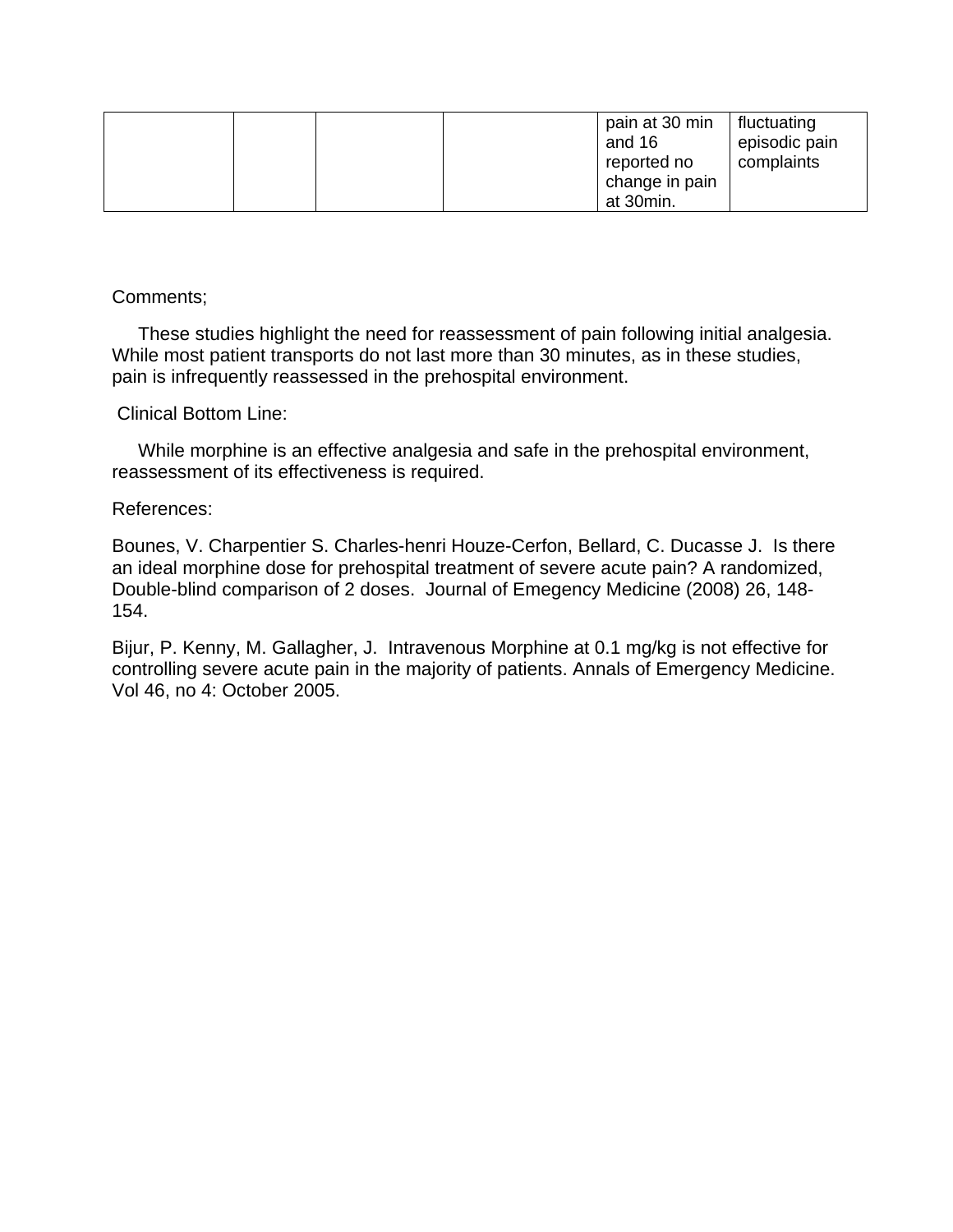| | | | | | |
|---|---|---|---|---|---|
| | | | | pain at 30 min and 16 reported no change in pain at 30min. | fluctuating episodic pain complaints |

Comments;

These studies highlight the need for reassessment of pain following initial analgesia. While most patient transports do not last more than 30 minutes, as in these studies, pain is infrequently reassessed in the prehospital environment.

Clinical Bottom Line:

While morphine is an effective analgesia and safe in the prehospital environment, reassessment of its effectiveness is required.

References:

Bounes, V. Charpentier S. Charles-henri Houze-Cerfon, Bellard, C. Ducasse J. Is there an ideal morphine dose for prehospital treatment of severe acute pain? A randomized, Double-blind comparison of 2 doses. Journal of Emegency Medicine (2008) 26, 148-154.

Bijur, P. Kenny, M. Gallagher, J. Intravenous Morphine at 0.1 mg/kg is not effective for controlling severe acute pain in the majority of patients. Annals of Emergency Medicine. Vol 46, no 4: October 2005.